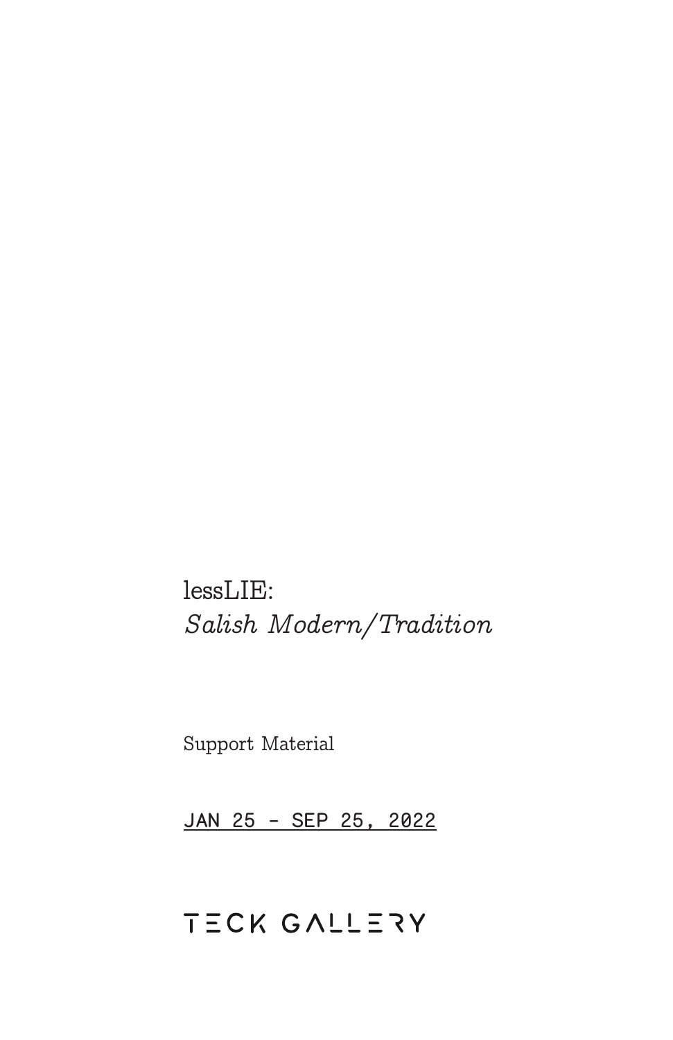# lessLIE: *Salish Modern/Tradition*

Support Material

JAN 25 - SEP 25, 2022

TECK GALLERY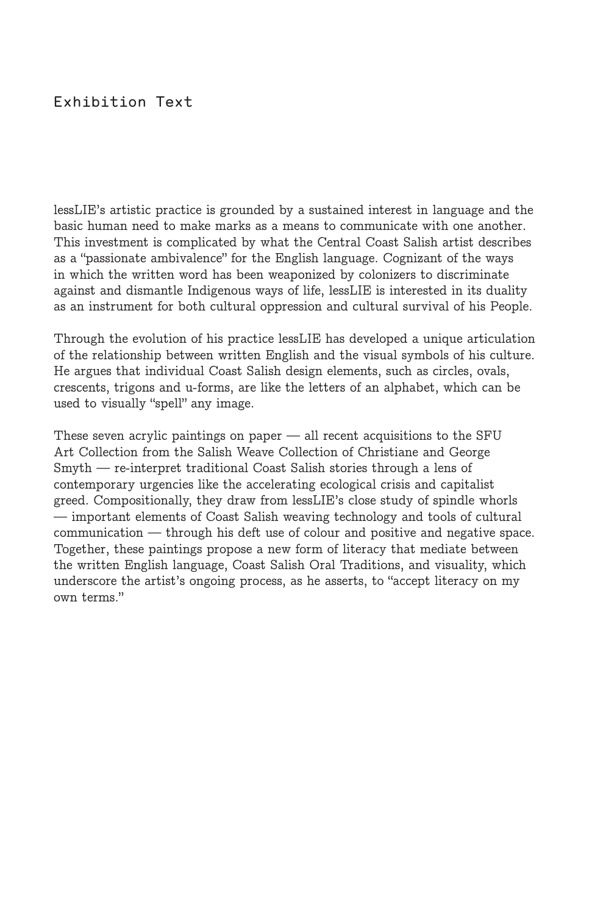# Exhibition Text

lessLIE's artistic practice is grounded by a sustained interest in language and the basic human need to make marks as a means to communicate with one another. This investment is complicated by what the Central Coast Salish artist describes as a "passionate ambivalence" for the English language. Cognizant of the ways in which the written word has been weaponized by colonizers to discriminate against and dismantle Indigenous ways of life, lessLIE is interested in its duality as an instrument for both cultural oppression and cultural survival of his People.

Through the evolution of his practice lessLIE has developed a unique articulation of the relationship between written English and the visual symbols of his culture. He argues that individual Coast Salish design elements, such as circles, ovals, crescents, trigons and u-forms, are like the letters of an alphabet, which can be used to visually "spell" any image.

These seven acrylic paintings on paper — all recent acquisitions to the SFU Art Collection from the Salish Weave Collection of Christiane and George Smyth — re-interpret traditional Coast Salish stories through a lens of contemporary urgencies like the accelerating ecological crisis and capitalist greed. Compositionally, they draw from lessLIE's close study of spindle whorls — important elements of Coast Salish weaving technology and tools of cultural communication — through his deft use of colour and positive and negative space. Together, these paintings propose a new form of literacy that mediate between the written English language, Coast Salish Oral Traditions, and visuality, which underscore the artist's ongoing process, as he asserts, to "accept literacy on my own terms."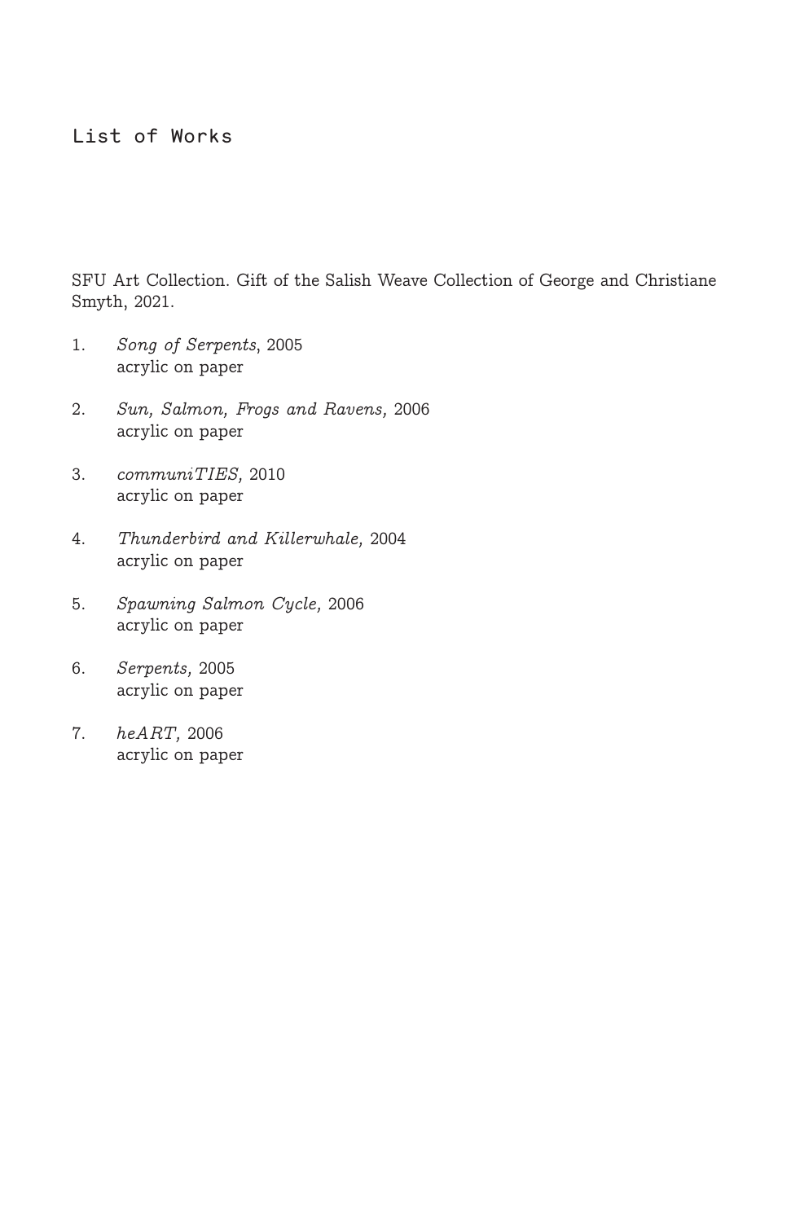# List of Works

SFU Art Collection. Gift of the Salish Weave Collection of George and Christiane Smyth, 2021.

1. *Song of Serpents*, 2005
   acrylic on paper

2. *Sun, Salmon, Frogs and Ravens,* 2006
   acrylic on paper

3. *communiTIES,* 2010
   acrylic on paper

4. *Thunderbird and Killerwhale,* 2004
   acrylic on paper

5. *Spawning Salmon Cycle,* 2006
   acrylic on paper

6. *Serpents,* 2005
   acrylic on paper

7. *heART,* 2006
   acrylic on paper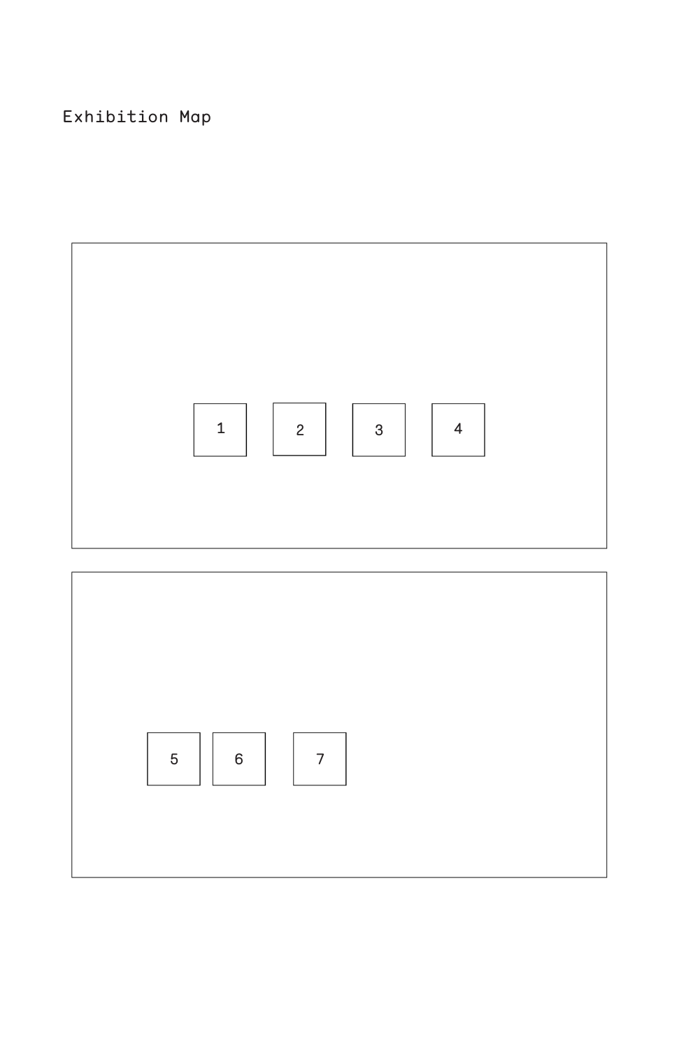Exhibition Map

1 2 3 4

5 6 7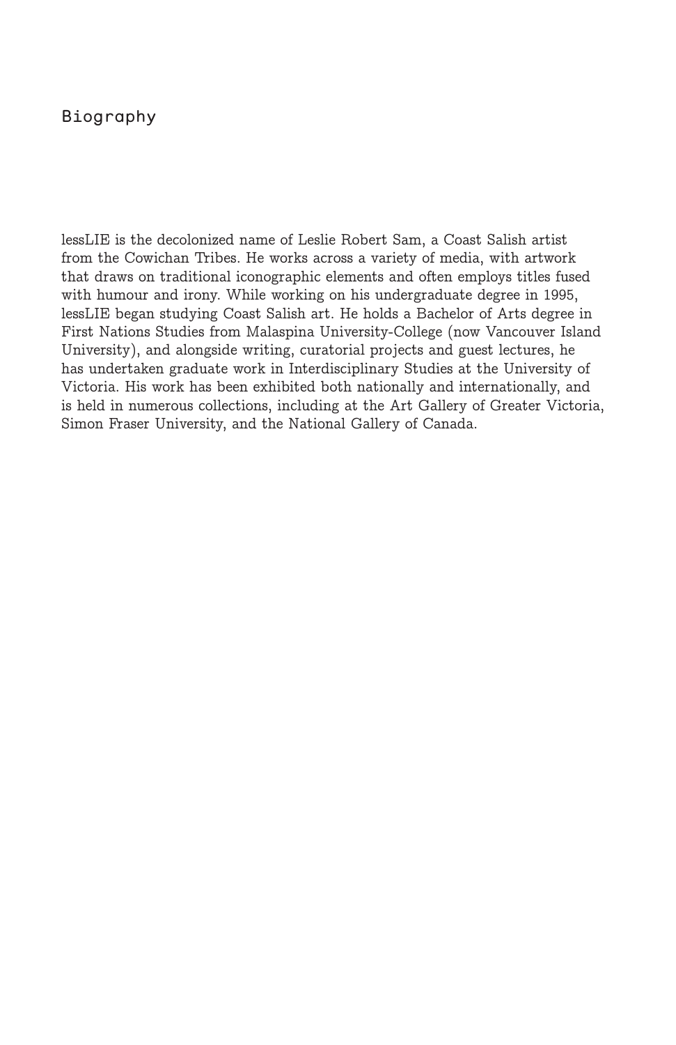## Biography

lessLIE is the decolonized name of Leslie Robert Sam, a Coast Salish artist from the Cowichan Tribes. He works across a variety of media, with artwork that draws on traditional iconographic elements and often employs titles fused with humour and irony. While working on his undergraduate degree in 1995, lessLIE began studying Coast Salish art. He holds a Bachelor of Arts degree in First Nations Studies from Malaspina University-College (now Vancouver Island University), and alongside writing, curatorial projects and guest lectures, he has undertaken graduate work in Interdisciplinary Studies at the University of Victoria. His work has been exhibited both nationally and internationally, and is held in numerous collections, including at the Art Gallery of Greater Victoria, Simon Fraser University, and the National Gallery of Canada.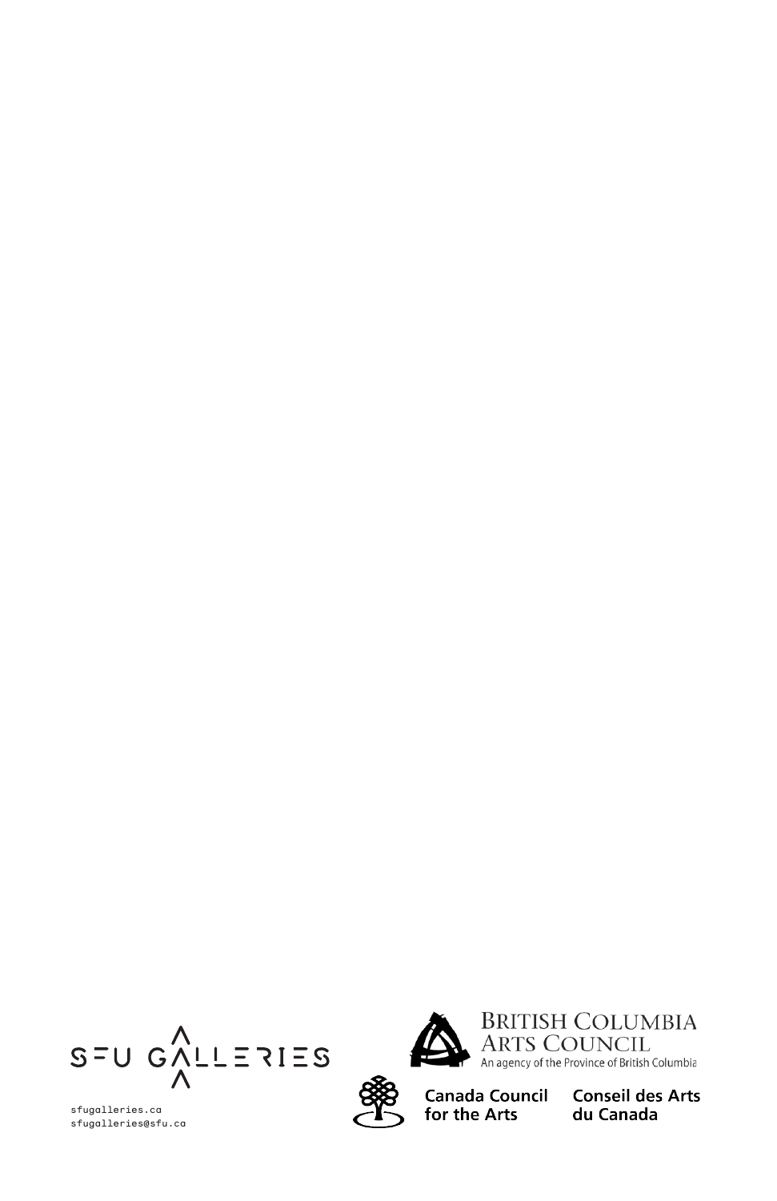SFU GALLERIES

sfugalleries.ca
sfugalleries@sfu.ca

BRITISH COLUMBIA
ARTS COUNCIL
An agency of the Province of British Columbia

Canada Council
for the Arts

Conseil des Arts
du Canada